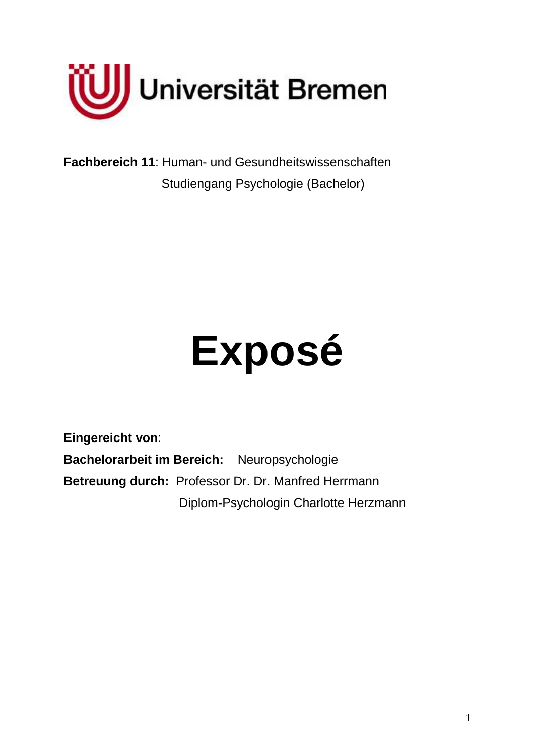Universität Bremen

**Fachbereich 11**: Human- und Gesundheitswissenschaften

Studiengang Psychologie (Bachelor)

# Exposé

**Eingereicht von**:

**Bachelorarbeit im Bereich:** Neuropsychologie

**Betreuung durch:** Professor Dr. Dr. Manfred Herrmann

Diplom-Psychologin Charlotte Herzmann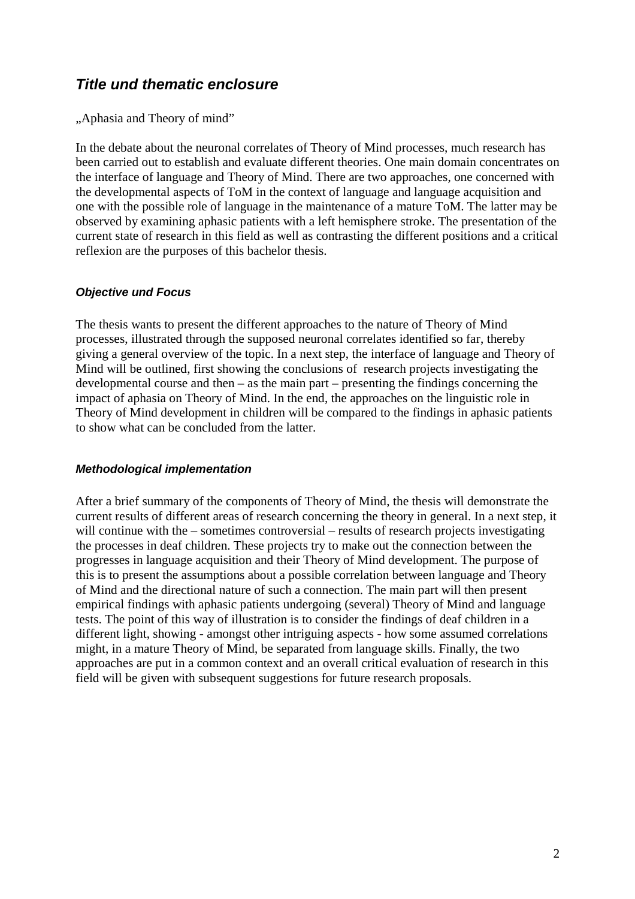## *Title und thematic enclosure*

„Aphasia and Theory of mind"

In the debate about the neuronal correlates of Theory of Mind processes, much research has been carried out to establish and evaluate different theories. One main domain concentrates on the interface of language and Theory of Mind. There are two approaches, one concerned with the developmental aspects of ToM in the context of language and language acquisition and one with the possible role of language in the maintenance of a mature ToM. The latter may be observed by examining aphasic patients with a left hemisphere stroke. The presentation of the current state of research in this field as well as contrasting the different positions and a critical reflexion are the purposes of this bachelor thesis.

### *Objective und Focus*

The thesis wants to present the different approaches to the nature of Theory of Mind processes, illustrated through the supposed neuronal correlates identified so far, thereby giving a general overview of the topic. In a next step, the interface of language and Theory of Mind will be outlined, first showing the conclusions of research projects investigating the developmental course and then – as the main part – presenting the findings concerning the impact of aphasia on Theory of Mind. In the end, the approaches on the linguistic role in Theory of Mind development in children will be compared to the findings in aphasic patients to show what can be concluded from the latter.

### *Methodological implementation*

After a brief summary of the components of Theory of Mind, the thesis will demonstrate the current results of different areas of research concerning the theory in general. In a next step, it will continue with the – sometimes controversial – results of research projects investigating the processes in deaf children. These projects try to make out the connection between the progresses in language acquisition and their Theory of Mind development. The purpose of this is to present the assumptions about a possible correlation between language and Theory of Mind and the directional nature of such a connection. The main part will then present empirical findings with aphasic patients undergoing (several) Theory of Mind and language tests. The point of this way of illustration is to consider the findings of deaf children in a different light, showing - amongst other intriguing aspects - how some assumed correlations might, in a mature Theory of Mind, be separated from language skills. Finally, the two approaches are put in a common context and an overall critical evaluation of research in this field will be given with subsequent suggestions for future research proposals.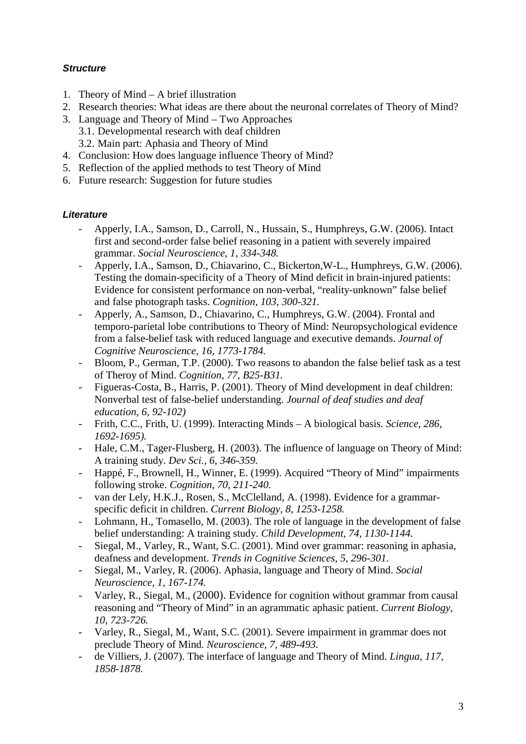### *Structure*

1. Theory of Mind – A brief illustration
2. Research theories: What ideas are there about the neuronal correlates of Theory of Mind?
3. Language and Theory of Mind – Two Approaches
    3.1. Developmental research with deaf children
    3.2. Main part: Aphasia and Theory of Mind
4. Conclusion: How does language influence Theory of Mind?
5. Reflection of the applied methods to test Theory of Mind
6. Future research: Suggestion for future studies

### *Literature*

- Apperly, I.A., Samson, D., Carroll, N., Hussain, S., Humphreys, G.W. (2006). Intact first and second-order false belief reasoning in a patient with severely impaired grammar. *Social Neuroscience, 1, 334-348.*
- Apperly, I.A., Samson, D., Chiavarino, C., Bickerton,W-L., Humphreys, G.W. (2006). Testing the domain-specificity of a Theory of Mind deficit in brain-injured patients: Evidence for consistent performance on non-verbal, "reality-unknown" false belief and false photograph tasks. *Cognition, 103, 300-321.*
- Apperly, A., Samson, D., Chiavarino, C., Humphreys, G.W. (2004). Frontal and temporo-parietal lobe contributions to Theory of Mind: Neuropsychological evidence from a false-belief task with reduced language and executive demands. *Journal of Cognitive Neuroscience, 16, 1773-1784.*
- Bloom, P., German, T.P. (2000). Two reasons to abandon the false belief task as a test of Theroy of Mind. *Cognition, 77, B25-B31.*
- Figueras-Costa, B., Harris, P. (2001). Theory of Mind development in deaf children: Nonverbal test of false-belief understanding. *Journal of deaf studies and deaf education, 6, 92-102)*
- Frith, C.C., Frith, U. (1999). Interacting Minds – A biological basis. *Science, 286, 1692-1695).*
- Hale, C.M., Tager-Flusberg, H. (2003). The influence of language on Theory of Mind: A training study. *Dev Sci., 6, 346-359.*
- Happé, F., Brownell, H., Winner, E. (1999). Acquired "Theory of Mind" impairments following stroke. *Cognition, 70, 211-240.*
- van der Lely, H.K.J., Rosen, S., McClelland, A. (1998). Evidence for a grammar-specific deficit in children. *Current Biology, 8, 1253-1258.*
- Lohmann, H., Tomasello, M. (2003). The role of language in the development of false belief understanding: A training study. *Child Development, 74, 1130-1144.*
- Siegal, M., Varley, R., Want, S.C. (2001). Mind over grammar: reasoning in aphasia, deafness and development. *Trends in Cognitive Sciences, 5, 296-301.*
- Siegal, M., Varley, R. (2006). Aphasia, language and Theory of Mind. *Social Neuroscience, 1, 167-174.*
- Varley, R., Siegal, M., (2000). Evidence for cognition without grammar from causal reasoning and "Theory of Mind" in an agrammatic aphasic patient. *Current Biology, 10, 723-726.*
- Varley, R., Siegal, M., Want, S.C. (2001). Severe impairment in grammar does not preclude Theory of Mind. *Neuroscience, 7, 489-493.*
- de Villiers, J. (2007). The interface of language and Theory of Mind. *Lingua, 117, 1858-1878.*